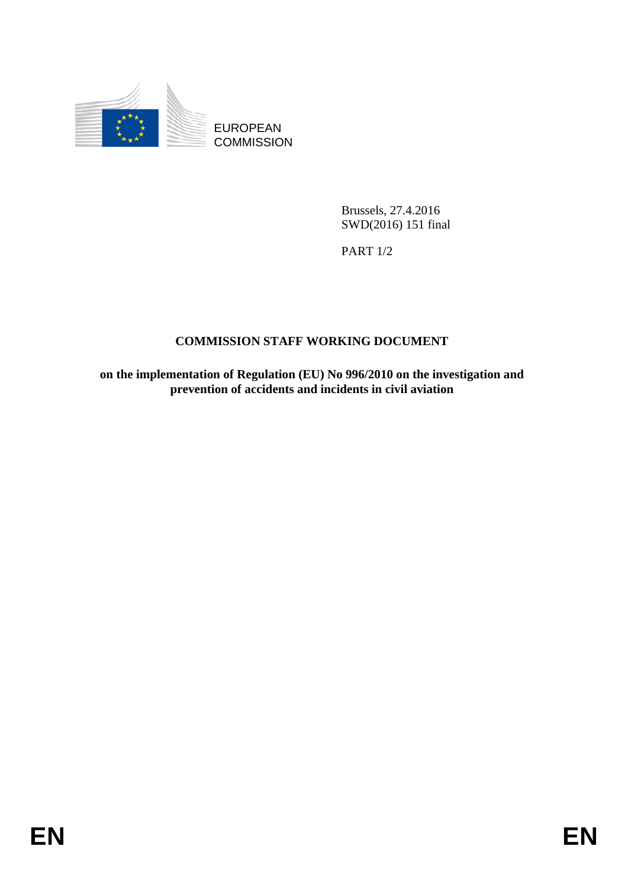EUROPEAN COMMISSION

Brussels, 27.4.2016
SWD(2016) 151 final

PART 1/2

# COMMISSION STAFF WORKING DOCUMENT

**on the implementation of Regulation (EU) No 996/2010 on the investigation and prevention of accidents and incidents in civil aviation**

EN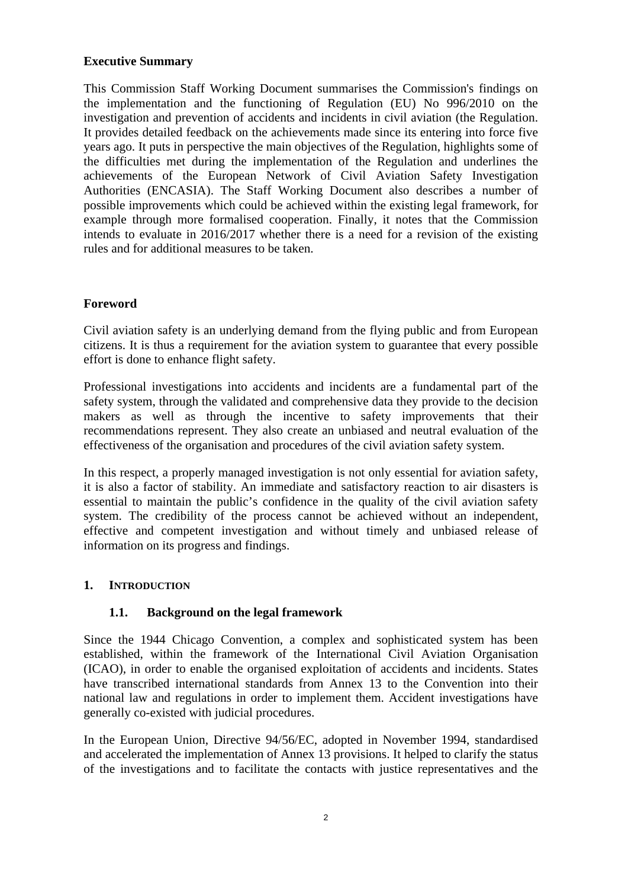## Executive Summary

This Commission Staff Working Document summarises the Commission's findings on the implementation and the functioning of Regulation (EU) No 996/2010 on the investigation and prevention of accidents and incidents in civil aviation (the Regulation. It provides detailed feedback on the achievements made since its entering into force five years ago. It puts in perspective the main objectives of the Regulation, highlights some of the difficulties met during the implementation of the Regulation and underlines the achievements of the European Network of Civil Aviation Safety Investigation Authorities (ENCASIA). The Staff Working Document also describes a number of possible improvements which could be achieved within the existing legal framework, for example through more formalised cooperation. Finally, it notes that the Commission intends to evaluate in 2016/2017 whether there is a need for a revision of the existing rules and for additional measures to be taken.

## Foreword

Civil aviation safety is an underlying demand from the flying public and from European citizens. It is thus a requirement for the aviation system to guarantee that every possible effort is done to enhance flight safety.

Professional investigations into accidents and incidents are a fundamental part of the safety system, through the validated and comprehensive data they provide to the decision makers as well as through the incentive to safety improvements that their recommendations represent. They also create an unbiased and neutral evaluation of the effectiveness of the organisation and procedures of the civil aviation safety system.

In this respect, a properly managed investigation is not only essential for aviation safety, it is also a factor of stability. An immediate and satisfactory reaction to air disasters is essential to maintain the public's confidence in the quality of the civil aviation safety system. The credibility of the process cannot be achieved without an independent, effective and competent investigation and without timely and unbiased release of information on its progress and findings.

# 1. INTRODUCTION

## 1.1. Background on the legal framework

Since the 1944 Chicago Convention, a complex and sophisticated system has been established, within the framework of the International Civil Aviation Organisation (ICAO), in order to enable the organised exploitation of accidents and incidents. States have transcribed international standards from Annex 13 to the Convention into their national law and regulations in order to implement them. Accident investigations have generally co-existed with judicial procedures.

In the European Union, Directive 94/56/EC, adopted in November 1994, standardised and accelerated the implementation of Annex 13 provisions. It helped to clarify the status of the investigations and to facilitate the contacts with justice representatives and the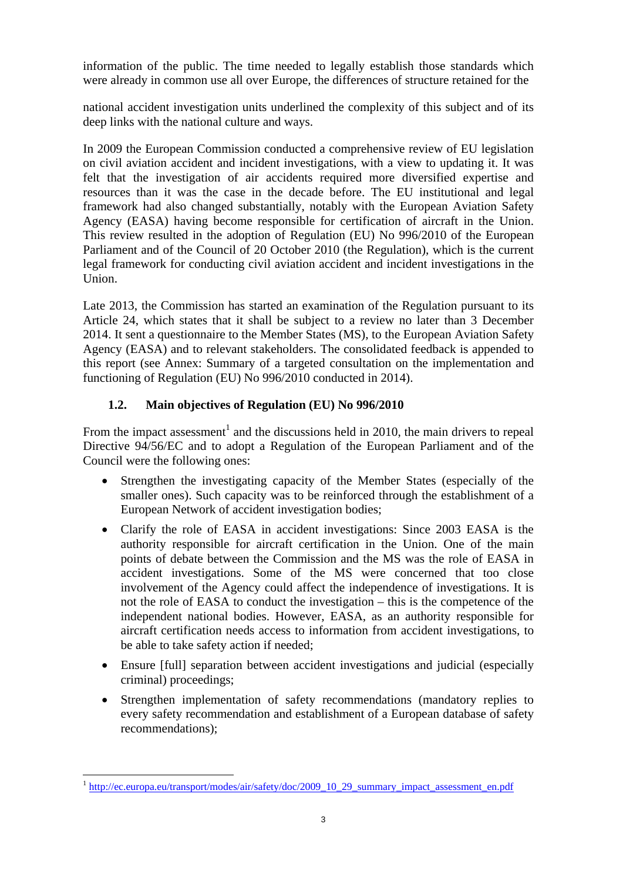information of the public. The time needed to legally establish those standards which were already in common use all over Europe, the differences of structure retained for the

national accident investigation units underlined the complexity of this subject and of its deep links with the national culture and ways.

In 2009 the European Commission conducted a comprehensive review of EU legislation on civil aviation accident and incident investigations, with a view to updating it. It was felt that the investigation of air accidents required more diversified expertise and resources than it was the case in the decade before. The EU institutional and legal framework had also changed substantially, notably with the European Aviation Safety Agency (EASA) having become responsible for certification of aircraft in the Union. This review resulted in the adoption of Regulation (EU) No 996/2010 of the European Parliament and of the Council of 20 October 2010 (the Regulation), which is the current legal framework for conducting civil aviation accident and incident investigations in the Union.

Late 2013, the Commission has started an examination of the Regulation pursuant to its Article 24, which states that it shall be subject to a review no later than 3 December 2014. It sent a questionnaire to the Member States (MS), to the European Aviation Safety Agency (EASA) and to relevant stakeholders. The consolidated feedback is appended to this report (see Annex: Summary of a targeted consultation on the implementation and functioning of Regulation (EU) No 996/2010 conducted in 2014).

### 1.2. Main objectives of Regulation (EU) No 996/2010

From the impact assessment[1] and the discussions held in 2010, the main drivers to repeal Directive 94/56/EC and to adopt a Regulation of the European Parliament and of the Council were the following ones:

- Strengthen the investigating capacity of the Member States (especially of the smaller ones). Such capacity was to be reinforced through the establishment of a European Network of accident investigation bodies;
- Clarify the role of EASA in accident investigations: Since 2003 EASA is the authority responsible for aircraft certification in the Union. One of the main points of debate between the Commission and the MS was the role of EASA in accident investigations. Some of the MS were concerned that too close involvement of the Agency could affect the independence of investigations. It is not the role of EASA to conduct the investigation – this is the competence of the independent national bodies. However, EASA, as an authority responsible for aircraft certification needs access to information from accident investigations, to be able to take safety action if needed;
- Ensure [full] separation between accident investigations and judicial (especially criminal) proceedings;
- Strengthen implementation of safety recommendations (mandatory replies to every safety recommendation and establishment of a European database of safety recommendations);

[1] http://ec.europa.eu/transport/modes/air/safety/doc/2009_10_29_summary_impact_assessment_en.pdf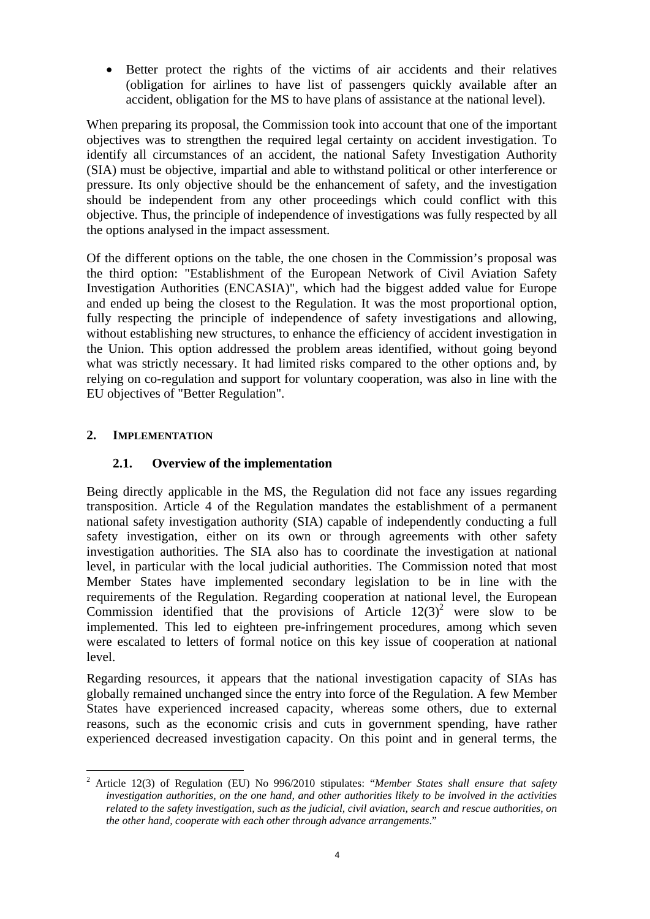- Better protect the rights of the victims of air accidents and their relatives (obligation for airlines to have list of passengers quickly available after an accident, obligation for the MS to have plans of assistance at the national level).

When preparing its proposal, the Commission took into account that one of the important objectives was to strengthen the required legal certainty on accident investigation. To identify all circumstances of an accident, the national Safety Investigation Authority (SIA) must be objective, impartial and able to withstand political or other interference or pressure. Its only objective should be the enhancement of safety, and the investigation should be independent from any other proceedings which could conflict with this objective. Thus, the principle of independence of investigations was fully respected by all the options analysed in the impact assessment.

Of the different options on the table, the one chosen in the Commission's proposal was the third option: "Establishment of the European Network of Civil Aviation Safety Investigation Authorities (ENCASIA)", which had the biggest added value for Europe and ended up being the closest to the Regulation. It was the most proportional option, fully respecting the principle of independence of safety investigations and allowing, without establishing new structures, to enhance the efficiency of accident investigation in the Union. This option addressed the problem areas identified, without going beyond what was strictly necessary. It had limited risks compared to the other options and, by relying on co-regulation and support for voluntary cooperation, was also in line with the EU objectives of "Better Regulation".

## 2. IMPLEMENTATION

### 2.1. Overview of the implementation

Being directly applicable in the MS, the Regulation did not face any issues regarding transposition. Article 4 of the Regulation mandates the establishment of a permanent national safety investigation authority (SIA) capable of independently conducting a full safety investigation, either on its own or through agreements with other safety investigation authorities. The SIA also has to coordinate the investigation at national level, in particular with the local judicial authorities. The Commission noted that most Member States have implemented secondary legislation to be in line with the requirements of the Regulation. Regarding cooperation at national level, the European Commission identified that the provisions of Article 12(3)[2] were slow to be implemented. This led to eighteen pre-infringement procedures, among which seven were escalated to letters of formal notice on this key issue of cooperation at national level.

Regarding resources, it appears that the national investigation capacity of SIAs has globally remained unchanged since the entry into force of the Regulation. A few Member States have experienced increased capacity, whereas some others, due to external reasons, such as the economic crisis and cuts in government spending, have rather experienced decreased investigation capacity. On this point and in general terms, the

[2] Article 12(3) of Regulation (EU) No 996/2010 stipulates: "*Member States shall ensure that safety investigation authorities, on the one hand, and other authorities likely to be involved in the activities related to the safety investigation, such as the judicial, civil aviation, search and rescue authorities, on the other hand, cooperate with each other through advance arrangements*."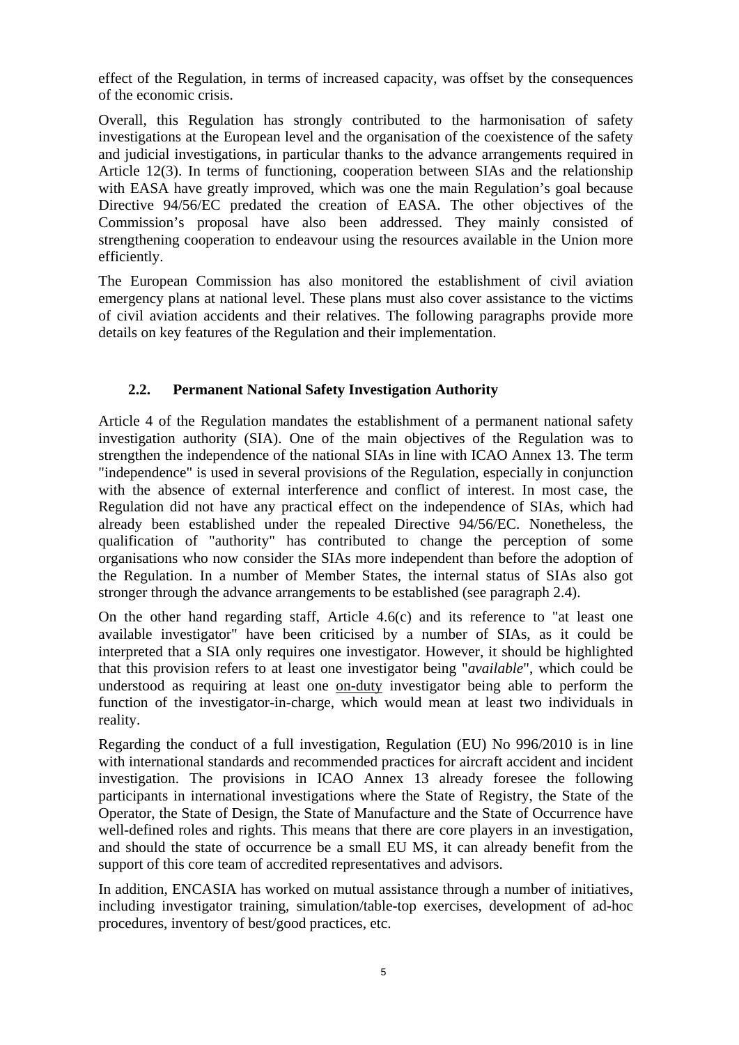effect of the Regulation, in terms of increased capacity, was offset by the consequences of the economic crisis.

Overall, this Regulation has strongly contributed to the harmonisation of safety investigations at the European level and the organisation of the coexistence of the safety and judicial investigations, in particular thanks to the advance arrangements required in Article 12(3). In terms of functioning, cooperation between SIAs and the relationship with EASA have greatly improved, which was one the main Regulation's goal because Directive 94/56/EC predated the creation of EASA. The other objectives of the Commission's proposal have also been addressed. They mainly consisted of strengthening cooperation to endeavour using the resources available in the Union more efficiently.

The European Commission has also monitored the establishment of civil aviation emergency plans at national level. These plans must also cover assistance to the victims of civil aviation accidents and their relatives. The following paragraphs provide more details on key features of the Regulation and their implementation.

## 2.2. Permanent National Safety Investigation Authority

Article 4 of the Regulation mandates the establishment of a permanent national safety investigation authority (SIA). One of the main objectives of the Regulation was to strengthen the independence of the national SIAs in line with ICAO Annex 13. The term "independence" is used in several provisions of the Regulation, especially in conjunction with the absence of external interference and conflict of interest. In most case, the Regulation did not have any practical effect on the independence of SIAs, which had already been established under the repealed Directive 94/56/EC. Nonetheless, the qualification of "authority" has contributed to change the perception of some organisations who now consider the SIAs more independent than before the adoption of the Regulation. In a number of Member States, the internal status of SIAs also got stronger through the advance arrangements to be established (see paragraph 2.4).

On the other hand regarding staff, Article 4.6(c) and its reference to "at least one available investigator" have been criticised by a number of SIAs, as it could be interpreted that a SIA only requires one investigator. However, it should be highlighted that this provision refers to at least one investigator being "*available*", which could be understood as requiring at least one on-duty investigator being able to perform the function of the investigator-in-charge, which would mean at least two individuals in reality.

Regarding the conduct of a full investigation, Regulation (EU) No 996/2010 is in line with international standards and recommended practices for aircraft accident and incident investigation. The provisions in ICAO Annex 13 already foresee the following participants in international investigations where the State of Registry, the State of the Operator, the State of Design, the State of Manufacture and the State of Occurrence have well-defined roles and rights. This means that there are core players in an investigation, and should the state of occurrence be a small EU MS, it can already benefit from the support of this core team of accredited representatives and advisors.

In addition, ENCASIA has worked on mutual assistance through a number of initiatives, including investigator training, simulation/table-top exercises, development of ad-hoc procedures, inventory of best/good practices, etc.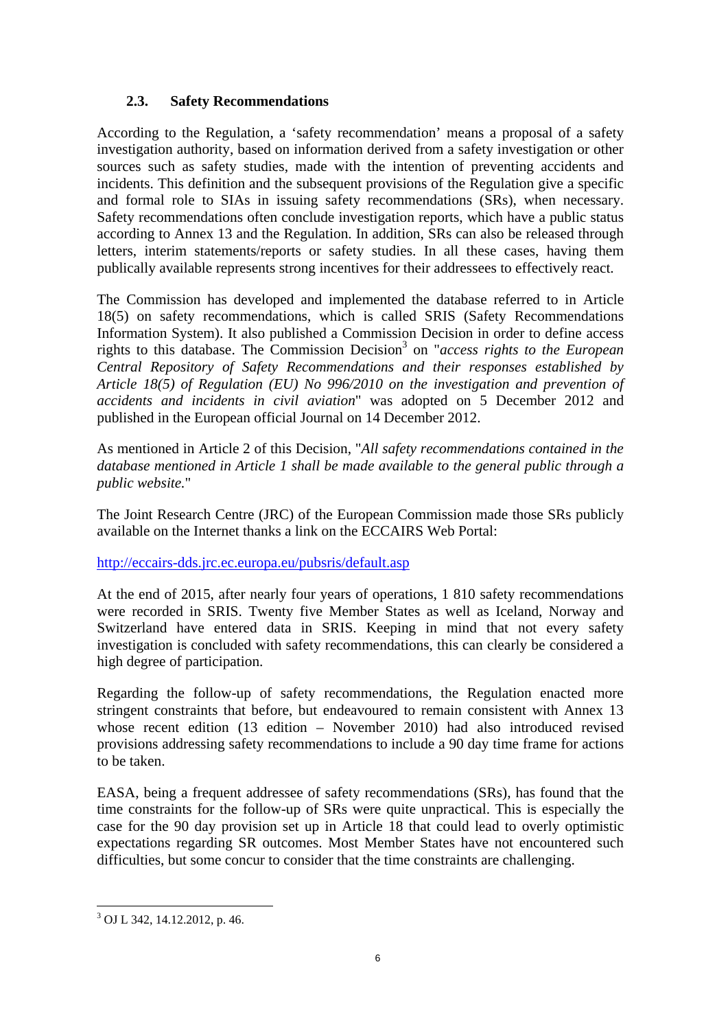### 2.3. Safety Recommendations

According to the Regulation, a 'safety recommendation' means a proposal of a safety investigation authority, based on information derived from a safety investigation or other sources such as safety studies, made with the intention of preventing accidents and incidents. This definition and the subsequent provisions of the Regulation give a specific and formal role to SIAs in issuing safety recommendations (SRs), when necessary. Safety recommendations often conclude investigation reports, which have a public status according to Annex 13 and the Regulation. In addition, SRs can also be released through letters, interim statements/reports or safety studies. In all these cases, having them publically available represents strong incentives for their addressees to effectively react.

The Commission has developed and implemented the database referred to in Article 18(5) on safety recommendations, which is called SRIS (Safety Recommendations Information System). It also published a Commission Decision in order to define access rights to this database. The Commission Decision[3] on "*access rights to the European Central Repository of Safety Recommendations and their responses established by Article 18(5) of Regulation (EU) No 996/2010 on the investigation and prevention of accidents and incidents in civil aviation*" was adopted on 5 December 2012 and published in the European official Journal on 14 December 2012.

As mentioned in Article 2 of this Decision, "*All safety recommendations contained in the database mentioned in Article 1 shall be made available to the general public through a public website.*"

The Joint Research Centre (JRC) of the European Commission made those SRs publicly available on the Internet thanks a link on the ECCAIRS Web Portal:

http://eccairs-dds.jrc.ec.europa.eu/pubsris/default.asp

At the end of 2015, after nearly four years of operations, 1 810 safety recommendations were recorded in SRIS. Twenty five Member States as well as Iceland, Norway and Switzerland have entered data in SRIS. Keeping in mind that not every safety investigation is concluded with safety recommendations, this can clearly be considered a high degree of participation.

Regarding the follow-up of safety recommendations, the Regulation enacted more stringent constraints that before, but endeavoured to remain consistent with Annex 13 whose recent edition (13 edition – November 2010) had also introduced revised provisions addressing safety recommendations to include a 90 day time frame for actions to be taken.

EASA, being a frequent addressee of safety recommendations (SRs), has found that the time constraints for the follow-up of SRs were quite unpractical. This is especially the case for the 90 day provision set up in Article 18 that could lead to overly optimistic expectations regarding SR outcomes. Most Member States have not encountered such difficulties, but some concur to consider that the time constraints are challenging.

[3] OJ L 342, 14.12.2012, p. 46.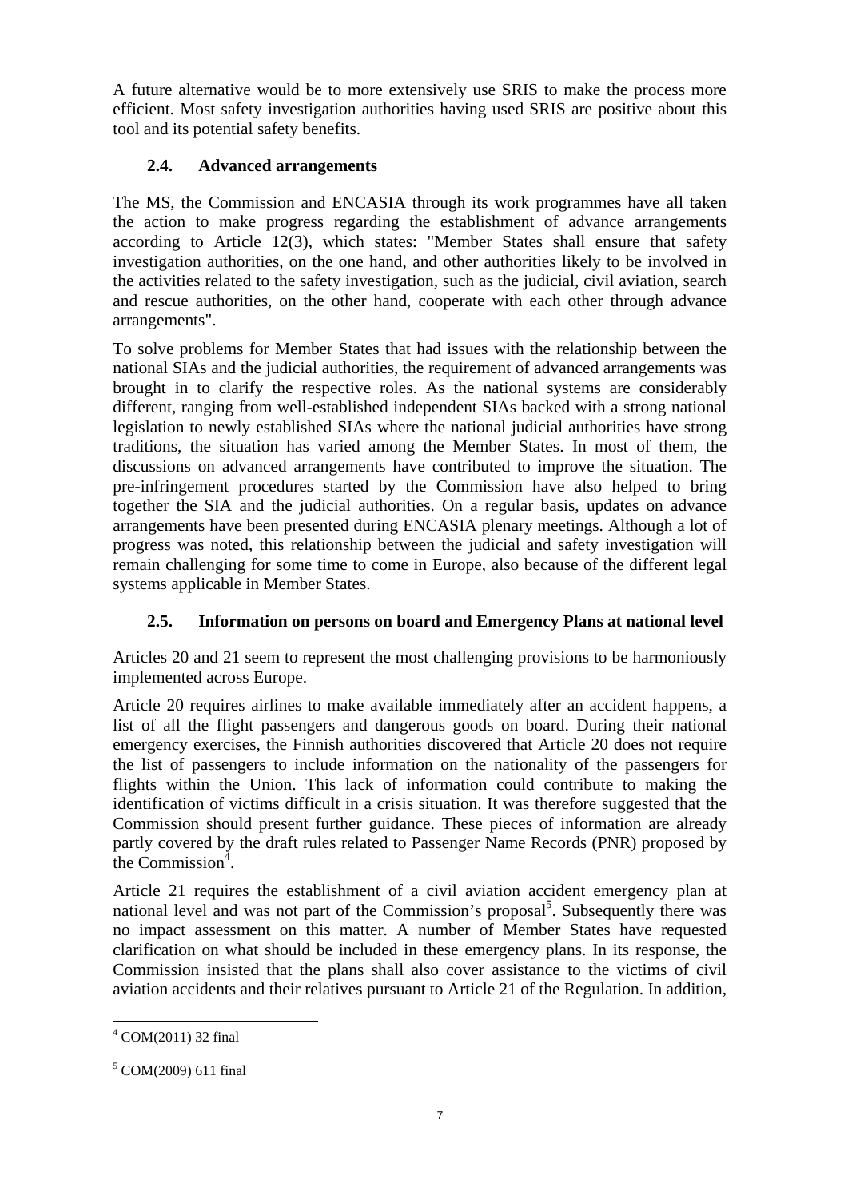A future alternative would be to more extensively use SRIS to make the process more efficient. Most safety investigation authorities having used SRIS are positive about this tool and its potential safety benefits.

### 2.4. Advanced arrangements

The MS, the Commission and ENCASIA through its work programmes have all taken the action to make progress regarding the establishment of advance arrangements according to Article 12(3), which states: "Member States shall ensure that safety investigation authorities, on the one hand, and other authorities likely to be involved in the activities related to the safety investigation, such as the judicial, civil aviation, search and rescue authorities, on the other hand, cooperate with each other through advance arrangements".

To solve problems for Member States that had issues with the relationship between the national SIAs and the judicial authorities, the requirement of advanced arrangements was brought in to clarify the respective roles. As the national systems are considerably different, ranging from well-established independent SIAs backed with a strong national legislation to newly established SIAs where the national judicial authorities have strong traditions, the situation has varied among the Member States. In most of them, the discussions on advanced arrangements have contributed to improve the situation. The pre-infringement procedures started by the Commission have also helped to bring together the SIA and the judicial authorities. On a regular basis, updates on advance arrangements have been presented during ENCASIA plenary meetings. Although a lot of progress was noted, this relationship between the judicial and safety investigation will remain challenging for some time to come in Europe, also because of the different legal systems applicable in Member States.

### 2.5. Information on persons on board and Emergency Plans at national level

Articles 20 and 21 seem to represent the most challenging provisions to be harmoniously implemented across Europe.

Article 20 requires airlines to make available immediately after an accident happens, a list of all the flight passengers and dangerous goods on board. During their national emergency exercises, the Finnish authorities discovered that Article 20 does not require the list of passengers to include information on the nationality of the passengers for flights within the Union. This lack of information could contribute to making the identification of victims difficult in a crisis situation. It was therefore suggested that the Commission should present further guidance. These pieces of information are already partly covered by the draft rules related to Passenger Name Records (PNR) proposed by the Commission[4].

Article 21 requires the establishment of a civil aviation accident emergency plan at national level and was not part of the Commission's proposal[5]. Subsequently there was no impact assessment on this matter. A number of Member States have requested clarification on what should be included in these emergency plans. In its response, the Commission insisted that the plans shall also cover assistance to the victims of civil aviation accidents and their relatives pursuant to Article 21 of the Regulation. In addition,

---

[4] COM(2011) 32 final

[5] COM(2009) 611 final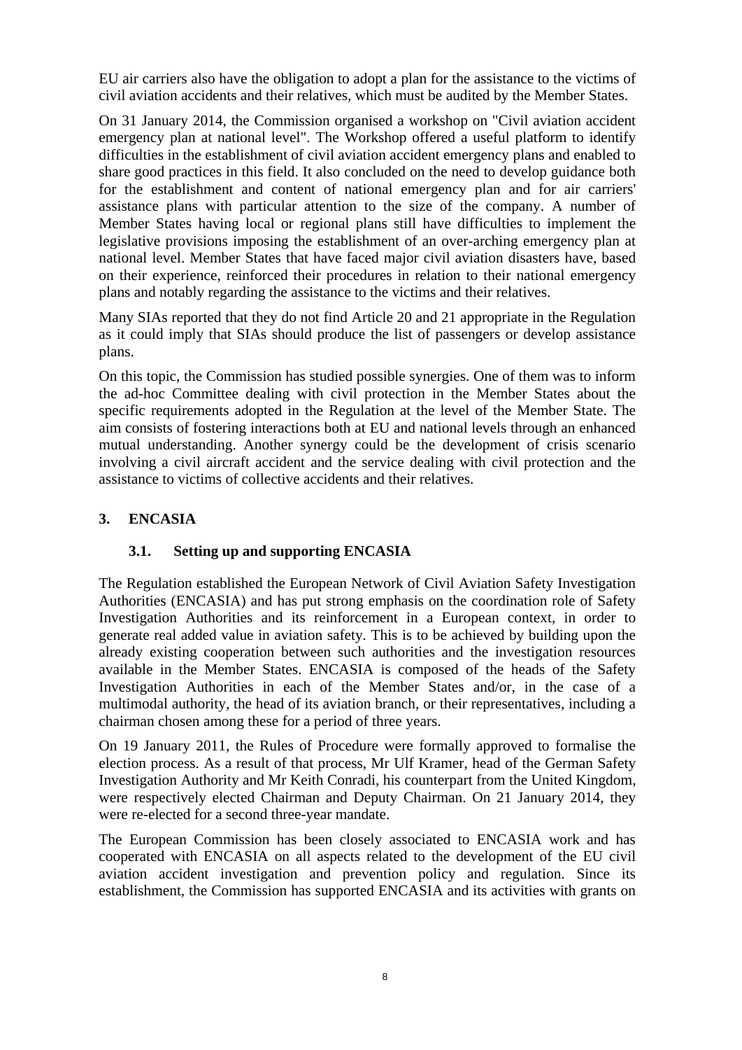EU air carriers also have the obligation to adopt a plan for the assistance to the victims of civil aviation accidents and their relatives, which must be audited by the Member States.

On 31 January 2014, the Commission organised a workshop on "Civil aviation accident emergency plan at national level". The Workshop offered a useful platform to identify difficulties in the establishment of civil aviation accident emergency plans and enabled to share good practices in this field. It also concluded on the need to develop guidance both for the establishment and content of national emergency plan and for air carriers' assistance plans with particular attention to the size of the company. A number of Member States having local or regional plans still have difficulties to implement the legislative provisions imposing the establishment of an over-arching emergency plan at national level. Member States that have faced major civil aviation disasters have, based on their experience, reinforced their procedures in relation to their national emergency plans and notably regarding the assistance to the victims and their relatives.

Many SIAs reported that they do not find Article 20 and 21 appropriate in the Regulation as it could imply that SIAs should produce the list of passengers or develop assistance plans.

On this topic, the Commission has studied possible synergies. One of them was to inform the ad-hoc Committee dealing with civil protection in the Member States about the specific requirements adopted in the Regulation at the level of the Member State. The aim consists of fostering interactions both at EU and national levels through an enhanced mutual understanding. Another synergy could be the development of crisis scenario involving a civil aircraft accident and the service dealing with civil protection and the assistance to victims of collective accidents and their relatives.

## 3. ENCASIA

### 3.1. Setting up and supporting ENCASIA

The Regulation established the European Network of Civil Aviation Safety Investigation Authorities (ENCASIA) and has put strong emphasis on the coordination role of Safety Investigation Authorities and its reinforcement in a European context, in order to generate real added value in aviation safety. This is to be achieved by building upon the already existing cooperation between such authorities and the investigation resources available in the Member States. ENCASIA is composed of the heads of the Safety Investigation Authorities in each of the Member States and/or, in the case of a multimodal authority, the head of its aviation branch, or their representatives, including a chairman chosen among these for a period of three years.

On 19 January 2011, the Rules of Procedure were formally approved to formalise the election process. As a result of that process, Mr Ulf Kramer, head of the German Safety Investigation Authority and Mr Keith Conradi, his counterpart from the United Kingdom, were respectively elected Chairman and Deputy Chairman. On 21 January 2014, they were re-elected for a second three-year mandate.

The European Commission has been closely associated to ENCASIA work and has cooperated with ENCASIA on all aspects related to the development of the EU civil aviation accident investigation and prevention policy and regulation. Since its establishment, the Commission has supported ENCASIA and its activities with grants on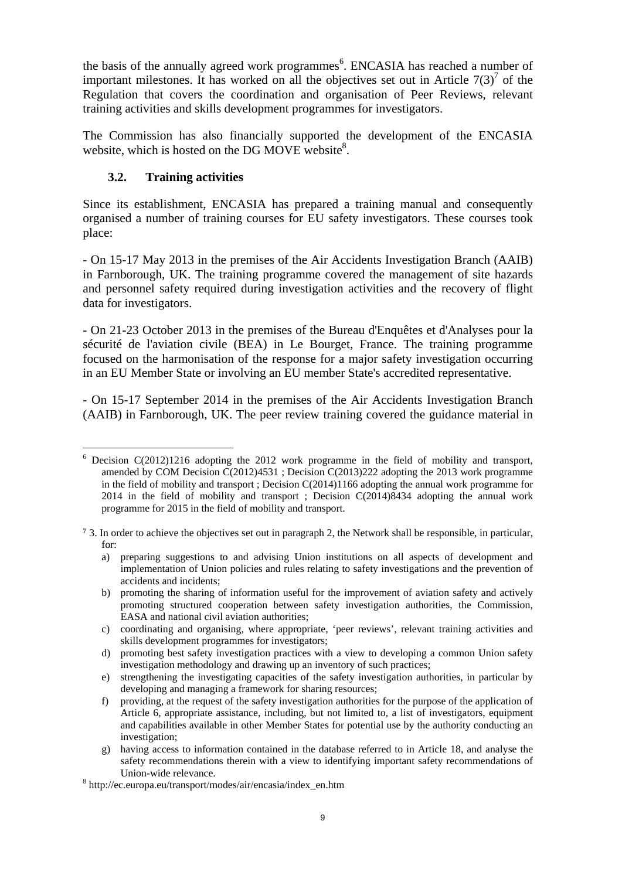the basis of the annually agreed work programmes[6]. ENCASIA has reached a number of important milestones. It has worked on all the objectives set out in Article 7(3)[7] of the Regulation that covers the coordination and organisation of Peer Reviews, relevant training activities and skills development programmes for investigators.

The Commission has also financially supported the development of the ENCASIA website, which is hosted on the DG MOVE website[8].

### 3.2. Training activities

Since its establishment, ENCASIA has prepared a training manual and consequently organised a number of training courses for EU safety investigators. These courses took place:

- On 15-17 May 2013 in the premises of the Air Accidents Investigation Branch (AAIB) in Farnborough, UK. The training programme covered the management of site hazards and personnel safety required during investigation activities and the recovery of flight data for investigators.

- On 21-23 October 2013 in the premises of the Bureau d'Enquêtes et d'Analyses pour la sécurité de l'aviation civile (BEA) in Le Bourget, France. The training programme focused on the harmonisation of the response for a major safety investigation occurring in an EU Member State or involving an EU member State's accredited representative.

- On 15-17 September 2014 in the premises of the Air Accidents Investigation Branch (AAIB) in Farnborough, UK. The peer review training covered the guidance material in

---

[6] Decision C(2012)1216 adopting the 2012 work programme in the field of mobility and transport, amended by COM Decision C(2012)4531 ; Decision C(2013)222 adopting the 2013 work programme in the field of mobility and transport ; Decision C(2014)1166 adopting the annual work programme for 2014 in the field of mobility and transport ; Decision C(2014)8434 adopting the annual work programme for 2015 in the field of mobility and transport.

[7] 3. In order to achieve the objectives set out in paragraph 2, the Network shall be responsible, in particular, for:

a) preparing suggestions to and advising Union institutions on all aspects of development and implementation of Union policies and rules relating to safety investigations and the prevention of accidents and incidents;
b) promoting the sharing of information useful for the improvement of aviation safety and actively promoting structured cooperation between safety investigation authorities, the Commission, EASA and national civil aviation authorities;
c) coordinating and organising, where appropriate, 'peer reviews', relevant training activities and skills development programmes for investigators;
d) promoting best safety investigation practices with a view to developing a common Union safety investigation methodology and drawing up an inventory of such practices;
e) strengthening the investigating capacities of the safety investigation authorities, in particular by developing and managing a framework for sharing resources;
f) providing, at the request of the safety investigation authorities for the purpose of the application of Article 6, appropriate assistance, including, but not limited to, a list of investigators, equipment and capabilities available in other Member States for potential use by the authority conducting an investigation;
g) having access to information contained in the database referred to in Article 18, and analyse the safety recommendations therein with a view to identifying important safety recommendations of Union-wide relevance.

[8] http://ec.europa.eu/transport/modes/air/encasia/index_en.htm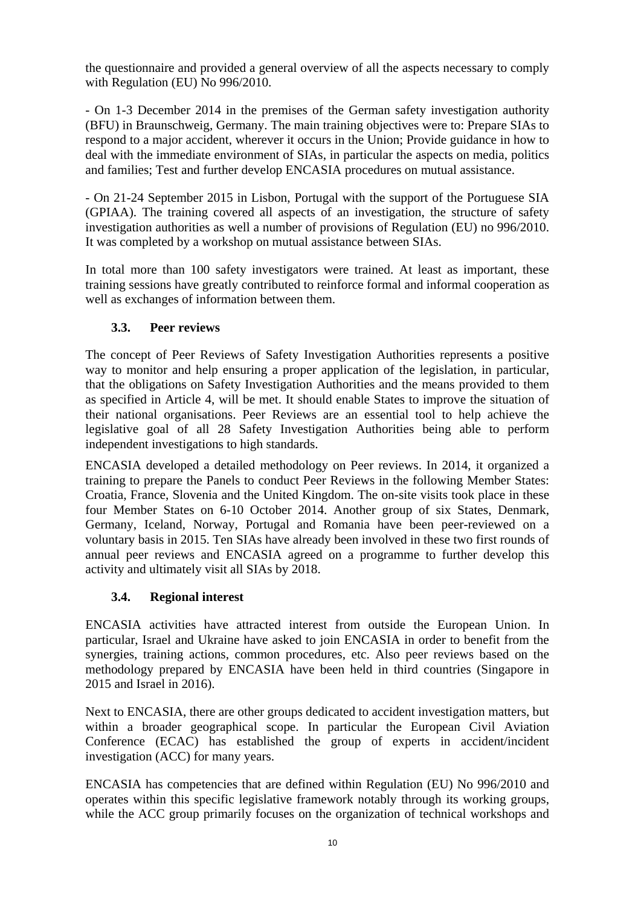the questionnaire and provided a general overview of all the aspects necessary to comply with Regulation (EU) No 996/2010.

- On 1-3 December 2014 in the premises of the German safety investigation authority (BFU) in Braunschweig, Germany. The main training objectives were to: Prepare SIAs to respond to a major accident, wherever it occurs in the Union; Provide guidance in how to deal with the immediate environment of SIAs, in particular the aspects on media, politics and families; Test and further develop ENCASIA procedures on mutual assistance.

- On 21-24 September 2015 in Lisbon, Portugal with the support of the Portuguese SIA (GPIAA). The training covered all aspects of an investigation, the structure of safety investigation authorities as well a number of provisions of Regulation (EU) no 996/2010. It was completed by a workshop on mutual assistance between SIAs.

In total more than 100 safety investigators were trained. At least as important, these training sessions have greatly contributed to reinforce formal and informal cooperation as well as exchanges of information between them.

### 3.3. Peer reviews

The concept of Peer Reviews of Safety Investigation Authorities represents a positive way to monitor and help ensuring a proper application of the legislation, in particular, that the obligations on Safety Investigation Authorities and the means provided to them as specified in Article 4, will be met. It should enable States to improve the situation of their national organisations. Peer Reviews are an essential tool to help achieve the legislative goal of all 28 Safety Investigation Authorities being able to perform independent investigations to high standards.

ENCASIA developed a detailed methodology on Peer reviews. In 2014, it organized a training to prepare the Panels to conduct Peer Reviews in the following Member States: Croatia, France, Slovenia and the United Kingdom. The on-site visits took place in these four Member States on 6-10 October 2014. Another group of six States, Denmark, Germany, Iceland, Norway, Portugal and Romania have been peer-reviewed on a voluntary basis in 2015. Ten SIAs have already been involved in these two first rounds of annual peer reviews and ENCASIA agreed on a programme to further develop this activity and ultimately visit all SIAs by 2018.

### 3.4. Regional interest

ENCASIA activities have attracted interest from outside the European Union. In particular, Israel and Ukraine have asked to join ENCASIA in order to benefit from the synergies, training actions, common procedures, etc. Also peer reviews based on the methodology prepared by ENCASIA have been held in third countries (Singapore in 2015 and Israel in 2016).

Next to ENCASIA, there are other groups dedicated to accident investigation matters, but within a broader geographical scope. In particular the European Civil Aviation Conference (ECAC) has established the group of experts in accident/incident investigation (ACC) for many years.

ENCASIA has competencies that are defined within Regulation (EU) No 996/2010 and operates within this specific legislative framework notably through its working groups, while the ACC group primarily focuses on the organization of technical workshops and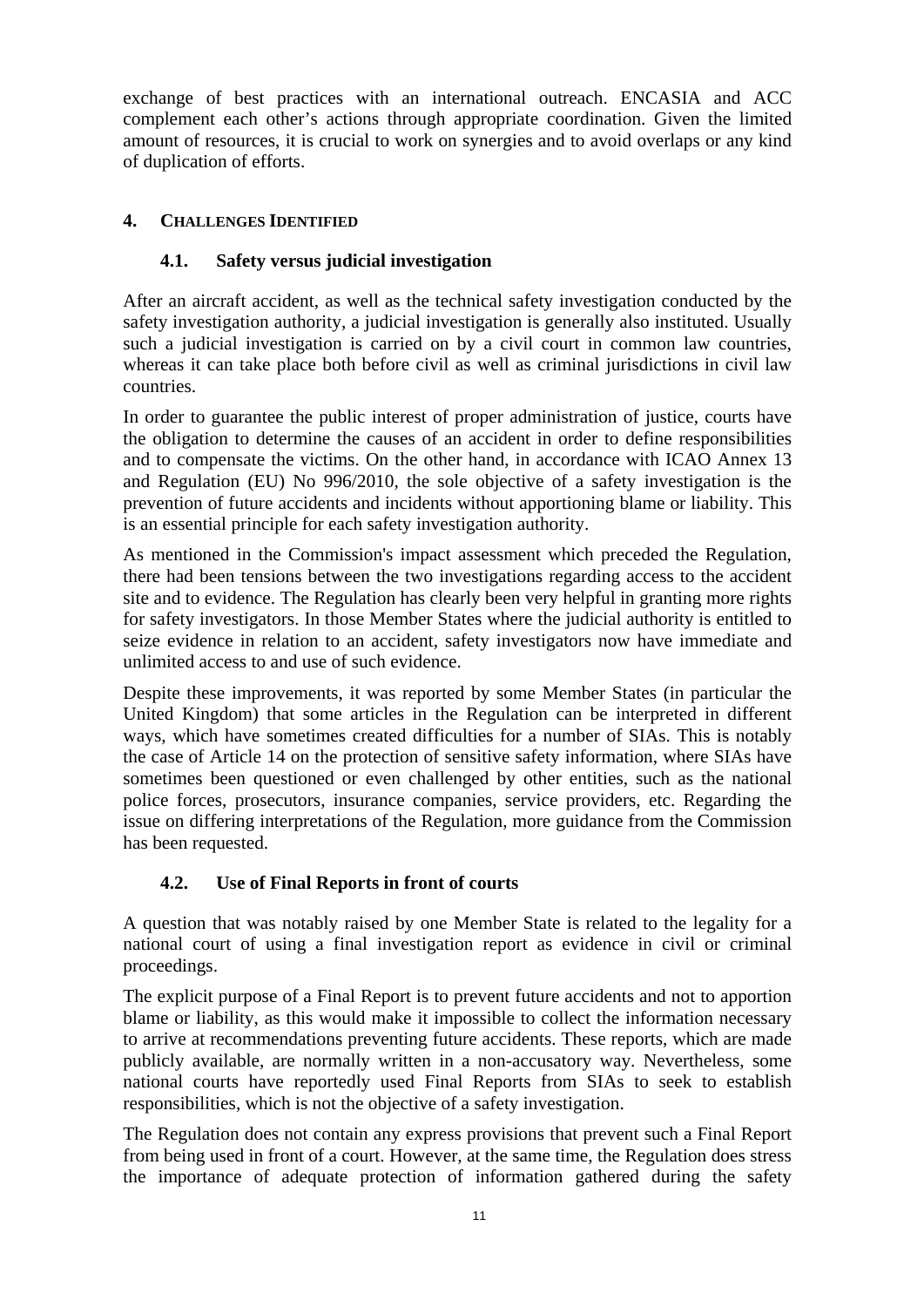exchange of best practices with an international outreach. ENCASIA and ACC complement each other's actions through appropriate coordination. Given the limited amount of resources, it is crucial to work on synergies and to avoid overlaps or any kind of duplication of efforts.

## 4. CHALLENGES IDENTIFIED

### 4.1. Safety versus judicial investigation

After an aircraft accident, as well as the technical safety investigation conducted by the safety investigation authority, a judicial investigation is generally also instituted. Usually such a judicial investigation is carried on by a civil court in common law countries, whereas it can take place both before civil as well as criminal jurisdictions in civil law countries.

In order to guarantee the public interest of proper administration of justice, courts have the obligation to determine the causes of an accident in order to define responsibilities and to compensate the victims. On the other hand, in accordance with ICAO Annex 13 and Regulation (EU) No 996/2010, the sole objective of a safety investigation is the prevention of future accidents and incidents without apportioning blame or liability. This is an essential principle for each safety investigation authority.

As mentioned in the Commission's impact assessment which preceded the Regulation, there had been tensions between the two investigations regarding access to the accident site and to evidence. The Regulation has clearly been very helpful in granting more rights for safety investigators. In those Member States where the judicial authority is entitled to seize evidence in relation to an accident, safety investigators now have immediate and unlimited access to and use of such evidence.

Despite these improvements, it was reported by some Member States (in particular the United Kingdom) that some articles in the Regulation can be interpreted in different ways, which have sometimes created difficulties for a number of SIAs. This is notably the case of Article 14 on the protection of sensitive safety information, where SIAs have sometimes been questioned or even challenged by other entities, such as the national police forces, prosecutors, insurance companies, service providers, etc. Regarding the issue on differing interpretations of the Regulation, more guidance from the Commission has been requested.

### 4.2. Use of Final Reports in front of courts

A question that was notably raised by one Member State is related to the legality for a national court of using a final investigation report as evidence in civil or criminal proceedings.

The explicit purpose of a Final Report is to prevent future accidents and not to apportion blame or liability, as this would make it impossible to collect the information necessary to arrive at recommendations preventing future accidents. These reports, which are made publicly available, are normally written in a non-accusatory way. Nevertheless, some national courts have reportedly used Final Reports from SIAs to seek to establish responsibilities, which is not the objective of a safety investigation.

The Regulation does not contain any express provisions that prevent such a Final Report from being used in front of a court. However, at the same time, the Regulation does stress the importance of adequate protection of information gathered during the safety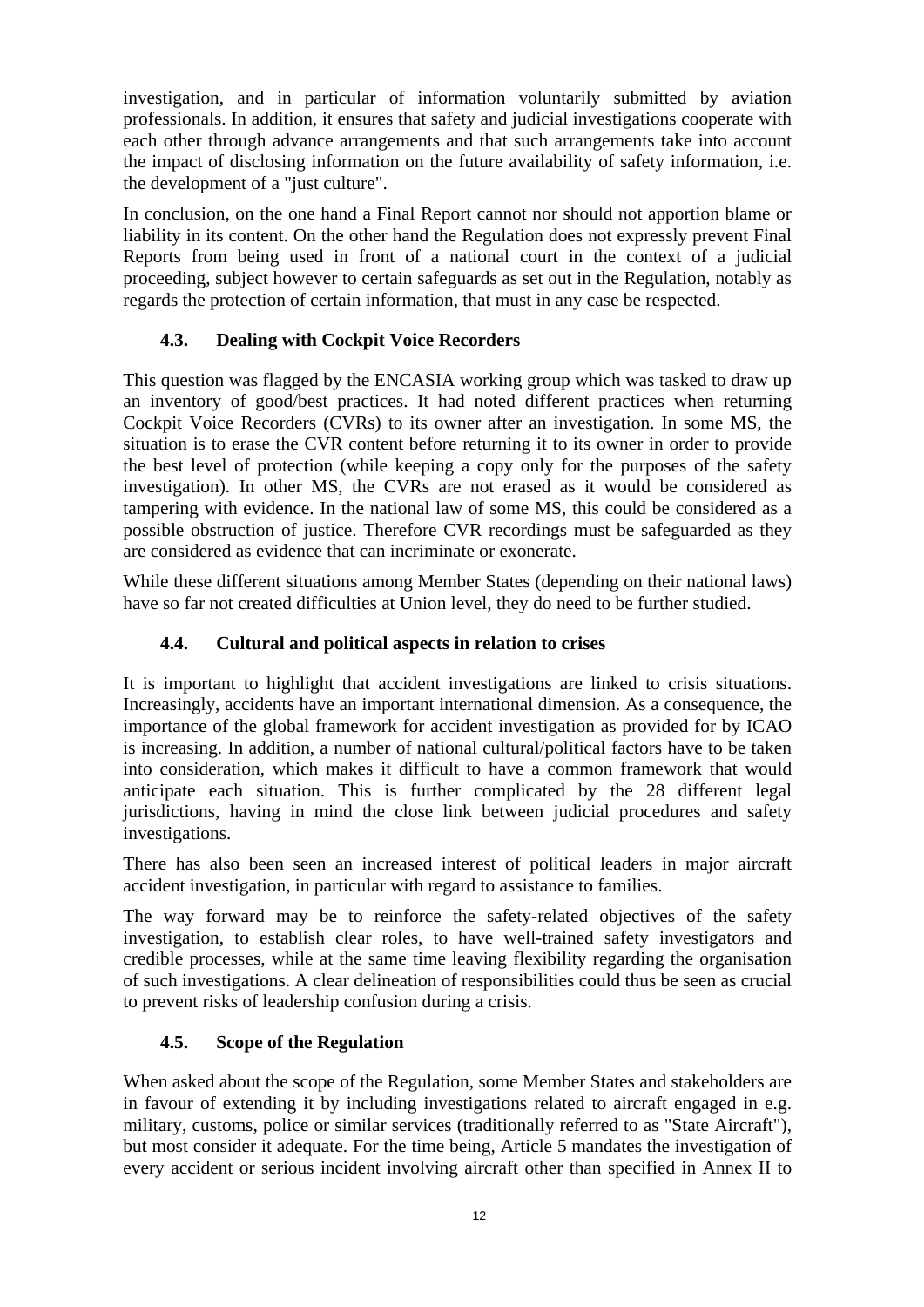investigation, and in particular of information voluntarily submitted by aviation professionals. In addition, it ensures that safety and judicial investigations cooperate with each other through advance arrangements and that such arrangements take into account the impact of disclosing information on the future availability of safety information, i.e. the development of a "just culture".

In conclusion, on the one hand a Final Report cannot nor should not apportion blame or liability in its content. On the other hand the Regulation does not expressly prevent Final Reports from being used in front of a national court in the context of a judicial proceeding, subject however to certain safeguards as set out in the Regulation, notably as regards the protection of certain information, that must in any case be respected.

### 4.3. Dealing with Cockpit Voice Recorders

This question was flagged by the ENCASIA working group which was tasked to draw up an inventory of good/best practices. It had noted different practices when returning Cockpit Voice Recorders (CVRs) to its owner after an investigation. In some MS, the situation is to erase the CVR content before returning it to its owner in order to provide the best level of protection (while keeping a copy only for the purposes of the safety investigation). In other MS, the CVRs are not erased as it would be considered as tampering with evidence. In the national law of some MS, this could be considered as a possible obstruction of justice. Therefore CVR recordings must be safeguarded as they are considered as evidence that can incriminate or exonerate.

While these different situations among Member States (depending on their national laws) have so far not created difficulties at Union level, they do need to be further studied.

### 4.4. Cultural and political aspects in relation to crises

It is important to highlight that accident investigations are linked to crisis situations. Increasingly, accidents have an important international dimension. As a consequence, the importance of the global framework for accident investigation as provided for by ICAO is increasing. In addition, a number of national cultural/political factors have to be taken into consideration, which makes it difficult to have a common framework that would anticipate each situation. This is further complicated by the 28 different legal jurisdictions, having in mind the close link between judicial procedures and safety investigations.

There has also been seen an increased interest of political leaders in major aircraft accident investigation, in particular with regard to assistance to families.

The way forward may be to reinforce the safety-related objectives of the safety investigation, to establish clear roles, to have well-trained safety investigators and credible processes, while at the same time leaving flexibility regarding the organisation of such investigations. A clear delineation of responsibilities could thus be seen as crucial to prevent risks of leadership confusion during a crisis.

### 4.5. Scope of the Regulation

When asked about the scope of the Regulation, some Member States and stakeholders are in favour of extending it by including investigations related to aircraft engaged in e.g. military, customs, police or similar services (traditionally referred to as "State Aircraft"), but most consider it adequate. For the time being, Article 5 mandates the investigation of every accident or serious incident involving aircraft other than specified in Annex II to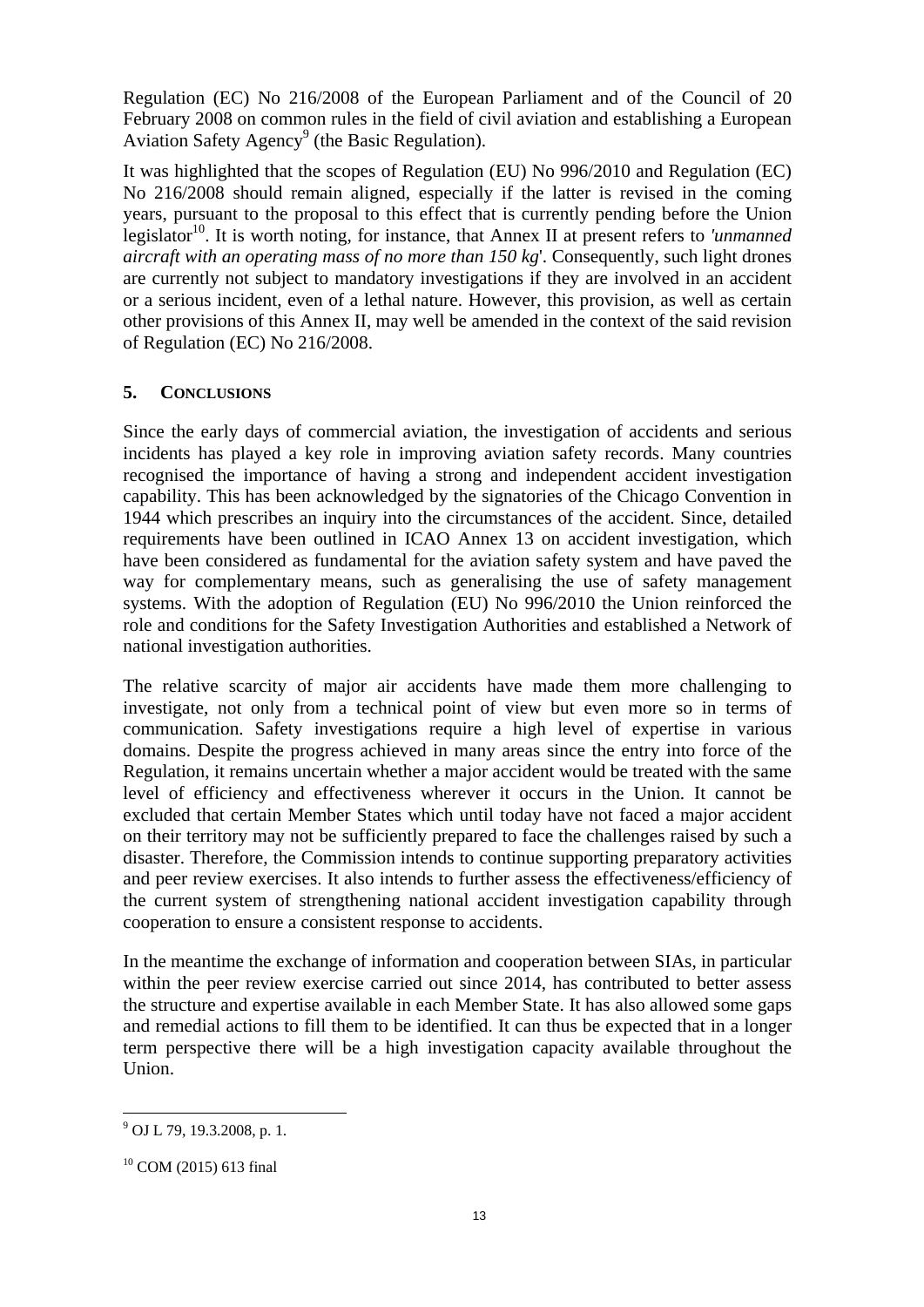Regulation (EC) No 216/2008 of the European Parliament and of the Council of 20 February 2008 on common rules in the field of civil aviation and establishing a European Aviation Safety Agency[9] (the Basic Regulation).

It was highlighted that the scopes of Regulation (EU) No 996/2010 and Regulation (EC) No 216/2008 should remain aligned, especially if the latter is revised in the coming years, pursuant to the proposal to this effect that is currently pending before the Union legislator[10]. It is worth noting, for instance, that Annex II at present refers to *'unmanned aircraft with an operating mass of no more than 150 kg'*. Consequently, such light drones are currently not subject to mandatory investigations if they are involved in an accident or a serious incident, even of a lethal nature. However, this provision, as well as certain other provisions of this Annex II, may well be amended in the context of the said revision of Regulation (EC) No 216/2008.

## 5. CONCLUSIONS

Since the early days of commercial aviation, the investigation of accidents and serious incidents has played a key role in improving aviation safety records. Many countries recognised the importance of having a strong and independent accident investigation capability. This has been acknowledged by the signatories of the Chicago Convention in 1944 which prescribes an inquiry into the circumstances of the accident. Since, detailed requirements have been outlined in ICAO Annex 13 on accident investigation, which have been considered as fundamental for the aviation safety system and have paved the way for complementary means, such as generalising the use of safety management systems. With the adoption of Regulation (EU) No 996/2010 the Union reinforced the role and conditions for the Safety Investigation Authorities and established a Network of national investigation authorities.

The relative scarcity of major air accidents have made them more challenging to investigate, not only from a technical point of view but even more so in terms of communication. Safety investigations require a high level of expertise in various domains. Despite the progress achieved in many areas since the entry into force of the Regulation, it remains uncertain whether a major accident would be treated with the same level of efficiency and effectiveness wherever it occurs in the Union. It cannot be excluded that certain Member States which until today have not faced a major accident on their territory may not be sufficiently prepared to face the challenges raised by such a disaster. Therefore, the Commission intends to continue supporting preparatory activities and peer review exercises. It also intends to further assess the effectiveness/efficiency of the current system of strengthening national accident investigation capability through cooperation to ensure a consistent response to accidents.

In the meantime the exchange of information and cooperation between SIAs, in particular within the peer review exercise carried out since 2014, has contributed to better assess the structure and expertise available in each Member State. It has also allowed some gaps and remedial actions to fill them to be identified. It can thus be expected that in a longer term perspective there will be a high investigation capacity available throughout the Union.

---

[9] OJ L 79, 19.3.2008, p. 1.

[10] COM (2015) 613 final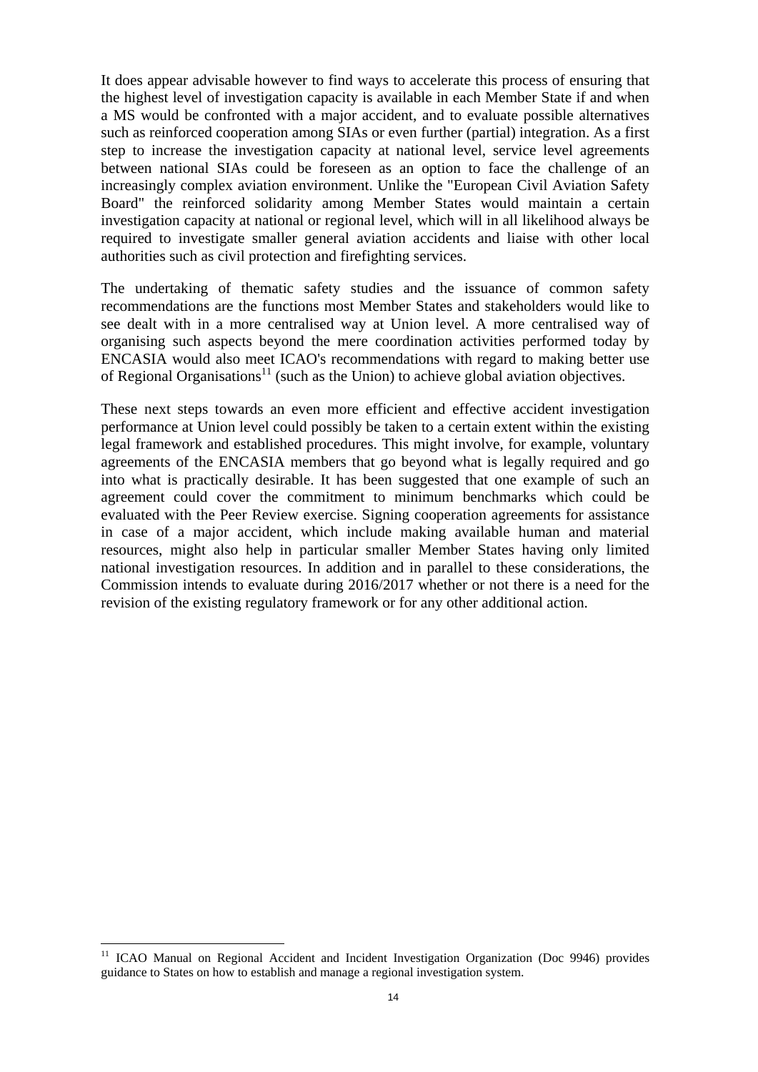It does appear advisable however to find ways to accelerate this process of ensuring that the highest level of investigation capacity is available in each Member State if and when a MS would be confronted with a major accident, and to evaluate possible alternatives such as reinforced cooperation among SIAs or even further (partial) integration. As a first step to increase the investigation capacity at national level, service level agreements between national SIAs could be foreseen as an option to face the challenge of an increasingly complex aviation environment. Unlike the "European Civil Aviation Safety Board" the reinforced solidarity among Member States would maintain a certain investigation capacity at national or regional level, which will in all likelihood always be required to investigate smaller general aviation accidents and liaise with other local authorities such as civil protection and firefighting services.

The undertaking of thematic safety studies and the issuance of common safety recommendations are the functions most Member States and stakeholders would like to see dealt with in a more centralised way at Union level. A more centralised way of organising such aspects beyond the mere coordination activities performed today by ENCASIA would also meet ICAO's recommendations with regard to making better use of Regional Organisations[11] (such as the Union) to achieve global aviation objectives.

These next steps towards an even more efficient and effective accident investigation performance at Union level could possibly be taken to a certain extent within the existing legal framework and established procedures. This might involve, for example, voluntary agreements of the ENCASIA members that go beyond what is legally required and go into what is practically desirable. It has been suggested that one example of such an agreement could cover the commitment to minimum benchmarks which could be evaluated with the Peer Review exercise. Signing cooperation agreements for assistance in case of a major accident, which include making available human and material resources, might also help in particular smaller Member States having only limited national investigation resources. In addition and in parallel to these considerations, the Commission intends to evaluate during 2016/2017 whether or not there is a need for the revision of the existing regulatory framework or for any other additional action.

[11] ICAO Manual on Regional Accident and Incident Investigation Organization (Doc 9946) provides guidance to States on how to establish and manage a regional investigation system.